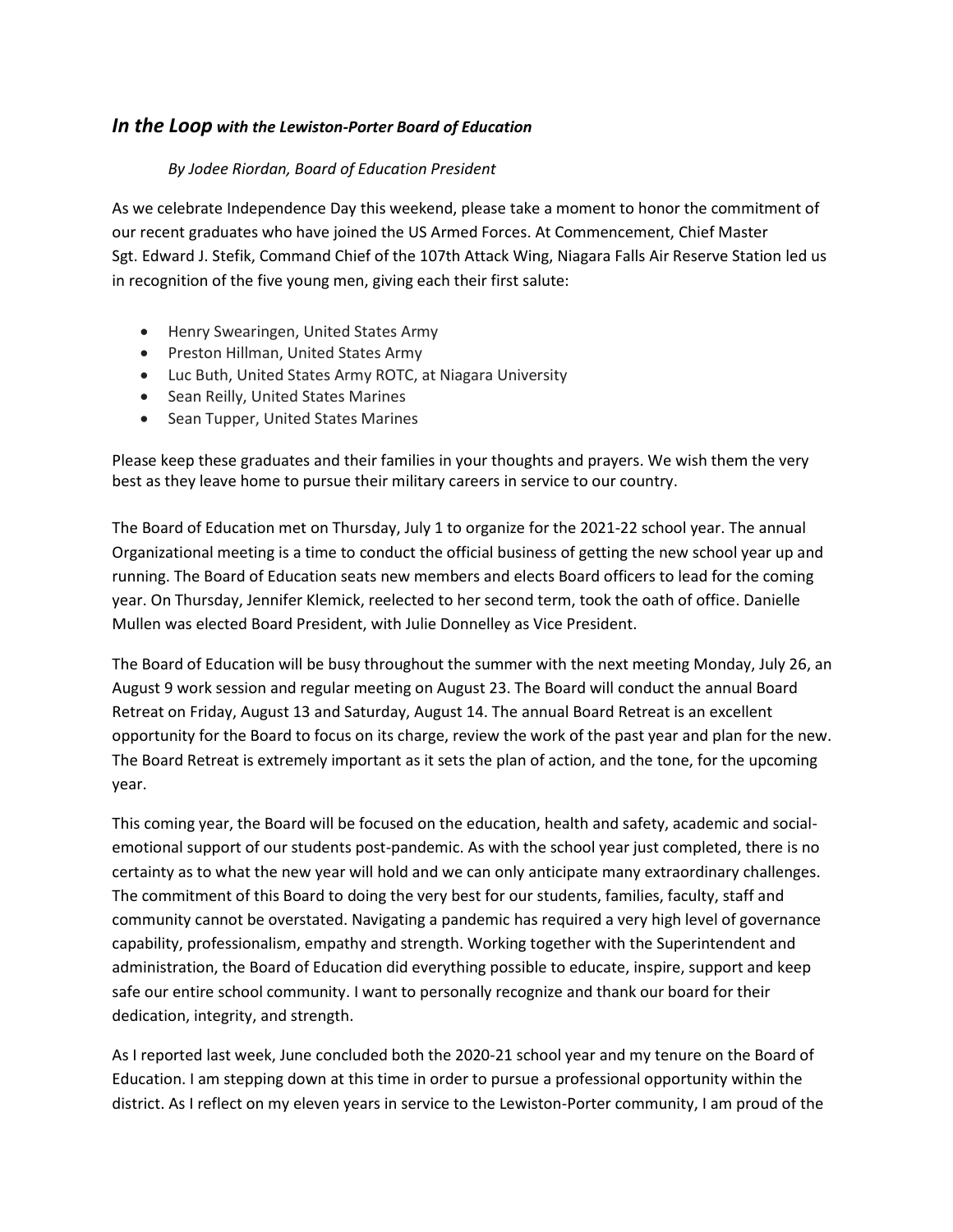## *In the Loop with the Lewiston-Porter Board of Education*

*By Jodee Riordan, Board of Education President*

As we celebrate Independence Day this weekend, please take a moment to honor the commitment of our recent graduates who have joined the US Armed Forces. At Commencement, Chief Master Sgt. Edward J. Stefik, Command Chief of the 107th Attack Wing, Niagara Falls Air Reserve Station led us in recognition of the five young men, giving each their first salute:

- Henry Swearingen, United States Army
- Preston Hillman, United States Army
- Luc Buth, United States Army ROTC, at Niagara University
- Sean Reilly, United States Marines
- Sean Tupper, United States Marines

Please keep these graduates and their families in your thoughts and prayers. We wish them the very best as they leave home to pursue their military careers in service to our country.

The Board of Education met on Thursday, July 1 to organize for the 2021-22 school year. The annual Organizational meeting is a time to conduct the official business of getting the new school year up and running. The Board of Education seats new members and elects Board officers to lead for the coming year. On Thursday, Jennifer Klemick, reelected to her second term, took the oath of office. Danielle Mullen was elected Board President, with Julie Donnelley as Vice President.

The Board of Education will be busy throughout the summer with the next meeting Monday, July 26, an August 9 work session and regular meeting on August 23. The Board will conduct the annual Board Retreat on Friday, August 13 and Saturday, August 14. The annual Board Retreat is an excellent opportunity for the Board to focus on its charge, review the work of the past year and plan for the new. The Board Retreat is extremely important as it sets the plan of action, and the tone, for the upcoming year.

This coming year, the Board will be focused on the education, health and safety, academic and social-emotional support of our students post-pandemic. As with the school year just completed, there is no certainty as to what the new year will hold and we can only anticipate many extraordinary challenges. The commitment of this Board to doing the very best for our students, families, faculty, staff and community cannot be overstated. Navigating a pandemic has required a very high level of governance capability, professionalism, empathy and strength. Working together with the Superintendent and administration, the Board of Education did everything possible to educate, inspire, support and keep safe our entire school community. I want to personally recognize and thank our board for their dedication, integrity, and strength.

As I reported last week, June concluded both the 2020-21 school year and my tenure on the Board of Education. I am stepping down at this time in order to pursue a professional opportunity within the district. As I reflect on my eleven years in service to the Lewiston-Porter community, I am proud of the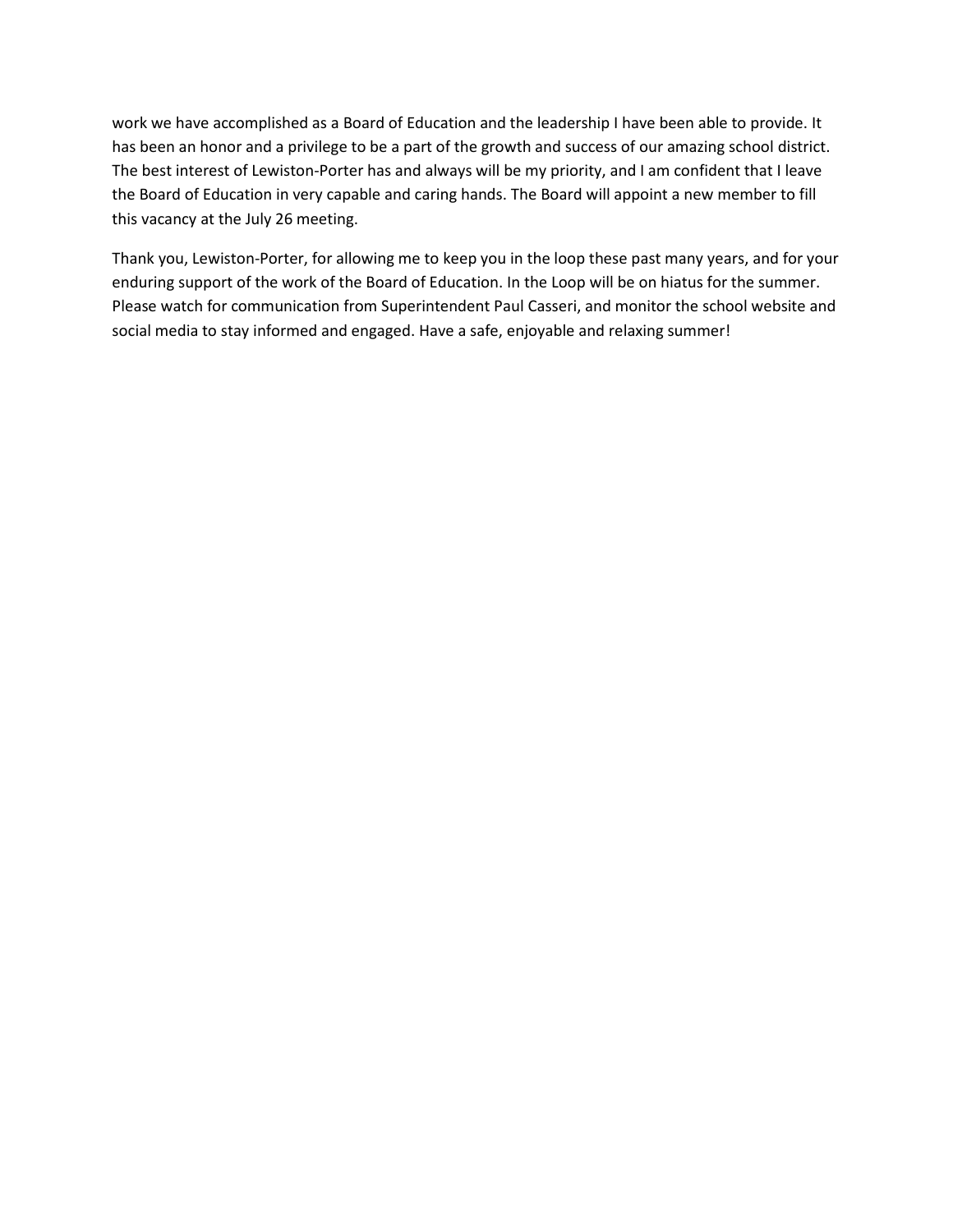work we have accomplished as a Board of Education and the leadership I have been able to provide. It has been an honor and a privilege to be a part of the growth and success of our amazing school district. The best interest of Lewiston-Porter has and always will be my priority, and I am confident that I leave the Board of Education in very capable and caring hands. The Board will appoint a new member to fill this vacancy at the July 26 meeting.

Thank you, Lewiston-Porter, for allowing me to keep you in the loop these past many years, and for your enduring support of the work of the Board of Education. In the Loop will be on hiatus for the summer. Please watch for communication from Superintendent Paul Casseri, and monitor the school website and social media to stay informed and engaged. Have a safe, enjoyable and relaxing summer!